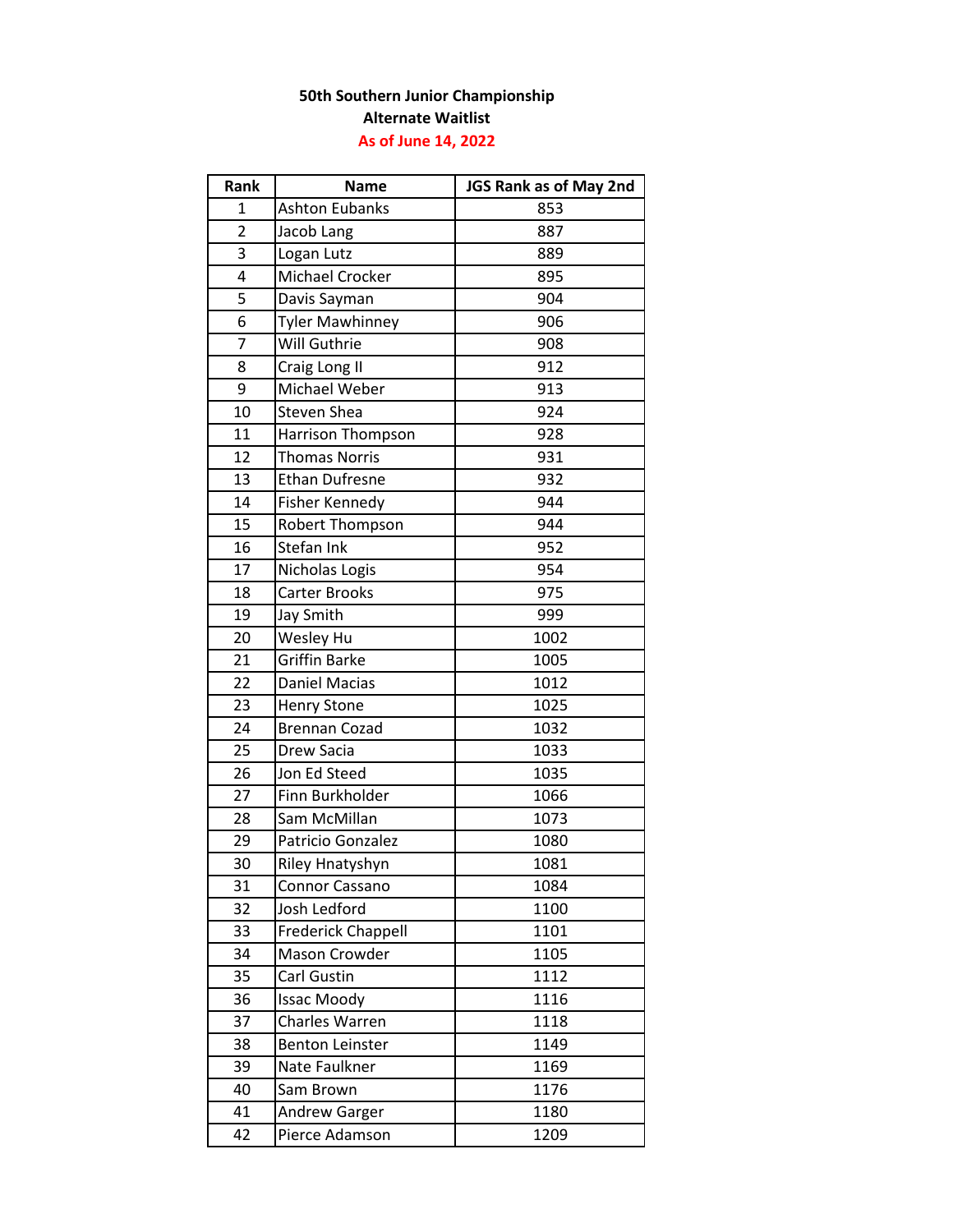**50th Southern Junior Championship**

**Alternate Waitlist**

**As of June 14, 2022**

| Rank | Name | JGS Rank as of May 2nd |
|---|---|---|
| 1 | Ashton Eubanks | 853 |
| 2 | Jacob Lang | 887 |
| 3 | Logan Lutz | 889 |
| 4 | Michael Crocker | 895 |
| 5 | Davis Sayman | 904 |
| 6 | Tyler Mawhinney | 906 |
| 7 | Will Guthrie | 908 |
| 8 | Craig Long II | 912 |
| 9 | Michael Weber | 913 |
| 10 | Steven Shea | 924 |
| 11 | Harrison Thompson | 928 |
| 12 | Thomas Norris | 931 |
| 13 | Ethan Dufresne | 932 |
| 14 | Fisher Kennedy | 944 |
| 15 | Robert Thompson | 944 |
| 16 | Stefan Ink | 952 |
| 17 | Nicholas Logis | 954 |
| 18 | Carter Brooks | 975 |
| 19 | Jay Smith | 999 |
| 20 | Wesley Hu | 1002 |
| 21 | Griffin Barke | 1005 |
| 22 | Daniel Macias | 1012 |
| 23 | Henry Stone | 1025 |
| 24 | Brennan Cozad | 1032 |
| 25 | Drew Sacia | 1033 |
| 26 | Jon Ed Steed | 1035 |
| 27 | Finn Burkholder | 1066 |
| 28 | Sam McMillan | 1073 |
| 29 | Patricio Gonzalez | 1080 |
| 30 | Riley Hnatyshyn | 1081 |
| 31 | Connor Cassano | 1084 |
| 32 | Josh Ledford | 1100 |
| 33 | Frederick Chappell | 1101 |
| 34 | Mason Crowder | 1105 |
| 35 | Carl Gustin | 1112 |
| 36 | Issac Moody | 1116 |
| 37 | Charles Warren | 1118 |
| 38 | Benton Leinster | 1149 |
| 39 | Nate Faulkner | 1169 |
| 40 | Sam Brown | 1176 |
| 41 | Andrew Garger | 1180 |
| 42 | Pierce Adamson | 1209 |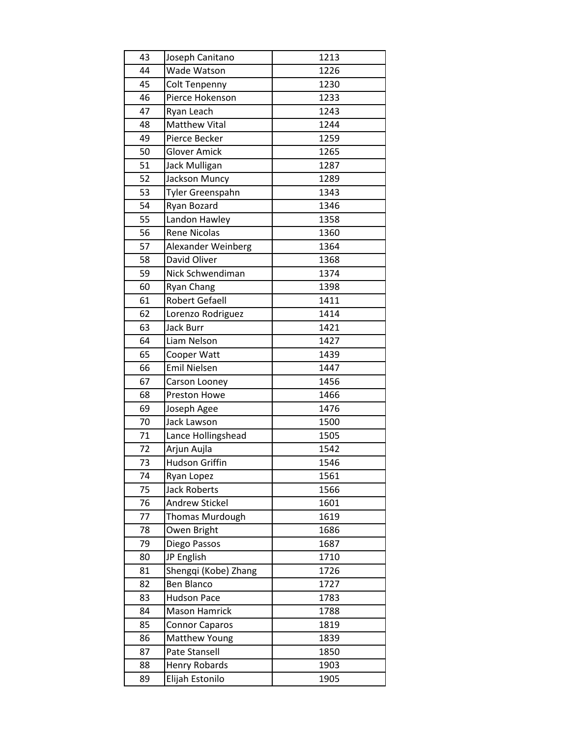| 43 | Joseph Canitano | 1213 |
|---|---|---|
| 44 | Wade Watson | 1226 |
| 45 | Colt Tenpenny | 1230 |
| 46 | Pierce Hokenson | 1233 |
| 47 | Ryan Leach | 1243 |
| 48 | Matthew Vital | 1244 |
| 49 | Pierce Becker | 1259 |
| 50 | Glover Amick | 1265 |
| 51 | Jack Mulligan | 1287 |
| 52 | Jackson Muncy | 1289 |
| 53 | Tyler Greenspahn | 1343 |
| 54 | Ryan Bozard | 1346 |
| 55 | Landon Hawley | 1358 |
| 56 | Rene Nicolas | 1360 |
| 57 | Alexander Weinberg | 1364 |
| 58 | David Oliver | 1368 |
| 59 | Nick Schwendiman | 1374 |
| 60 | Ryan Chang | 1398 |
| 61 | Robert Gefaell | 1411 |
| 62 | Lorenzo Rodriguez | 1414 |
| 63 | Jack Burr | 1421 |
| 64 | Liam Nelson | 1427 |
| 65 | Cooper Watt | 1439 |
| 66 | Emil Nielsen | 1447 |
| 67 | Carson Looney | 1456 |
| 68 | Preston Howe | 1466 |
| 69 | Joseph Agee | 1476 |
| 70 | Jack Lawson | 1500 |
| 71 | Lance Hollingshead | 1505 |
| 72 | Arjun Aujla | 1542 |
| 73 | Hudson Griffin | 1546 |
| 74 | Ryan Lopez | 1561 |
| 75 | Jack Roberts | 1566 |
| 76 | Andrew Stickel | 1601 |
| 77 | Thomas Murdough | 1619 |
| 78 | Owen Bright | 1686 |
| 79 | Diego Passos | 1687 |
| 80 | JP English | 1710 |
| 81 | Shengqi (Kobe) Zhang | 1726 |
| 82 | Ben Blanco | 1727 |
| 83 | Hudson Pace | 1783 |
| 84 | Mason Hamrick | 1788 |
| 85 | Connor Caparos | 1819 |
| 86 | Matthew Young | 1839 |
| 87 | Pate Stansell | 1850 |
| 88 | Henry Robards | 1903 |
| 89 | Elijah Estonilo | 1905 |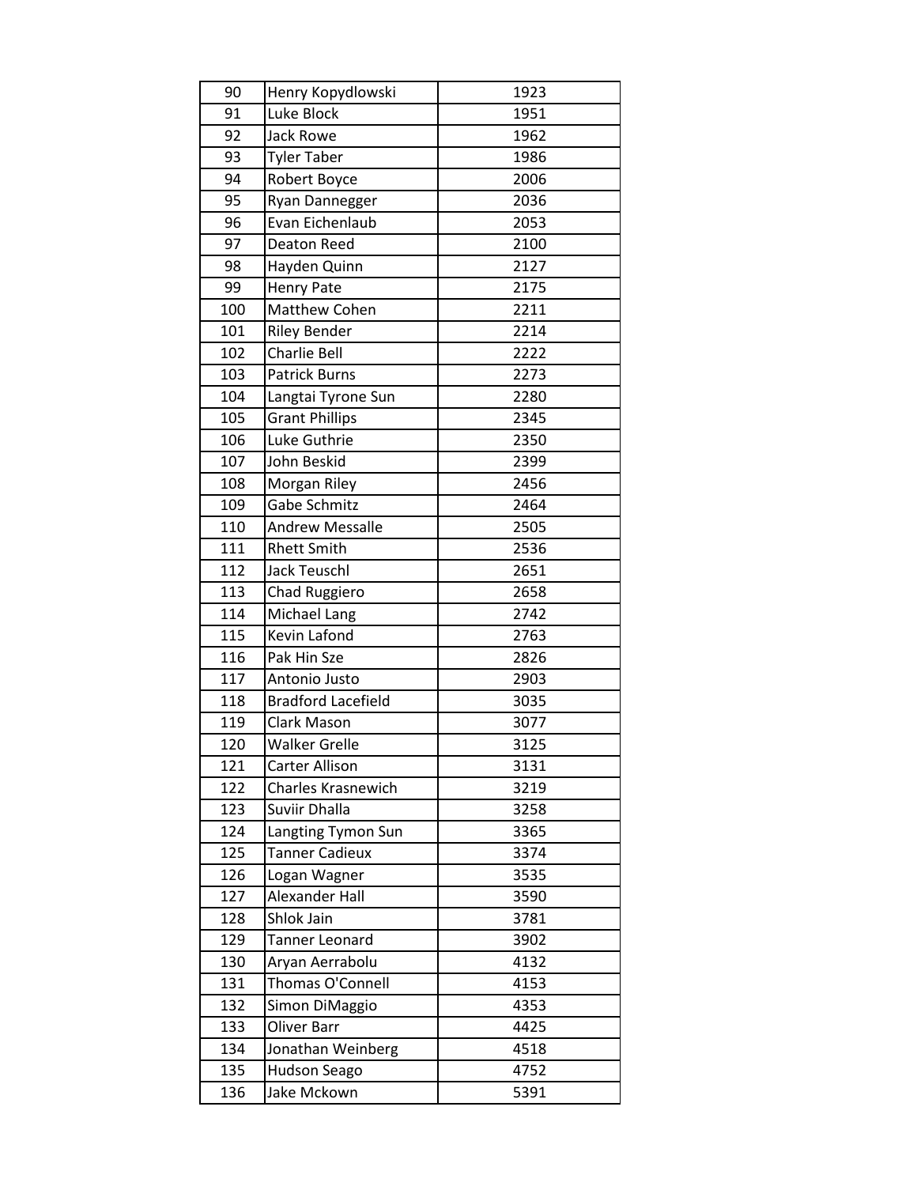| | | |
|---|---|---|
| 90 | Henry Kopydlowski | 1923 |
| 91 | Luke Block | 1951 |
| 92 | Jack Rowe | 1962 |
| 93 | Tyler Taber | 1986 |
| 94 | Robert Boyce | 2006 |
| 95 | Ryan Dannegger | 2036 |
| 96 | Evan Eichenlaub | 2053 |
| 97 | Deaton Reed | 2100 |
| 98 | Hayden Quinn | 2127 |
| 99 | Henry Pate | 2175 |
| 100 | Matthew Cohen | 2211 |
| 101 | Riley Bender | 2214 |
| 102 | Charlie Bell | 2222 |
| 103 | Patrick Burns | 2273 |
| 104 | Langtai Tyrone Sun | 2280 |
| 105 | Grant Phillips | 2345 |
| 106 | Luke Guthrie | 2350 |
| 107 | John Beskid | 2399 |
| 108 | Morgan Riley | 2456 |
| 109 | Gabe Schmitz | 2464 |
| 110 | Andrew Messalle | 2505 |
| 111 | Rhett Smith | 2536 |
| 112 | Jack Teuschl | 2651 |
| 113 | Chad Ruggiero | 2658 |
| 114 | Michael Lang | 2742 |
| 115 | Kevin Lafond | 2763 |
| 116 | Pak Hin Sze | 2826 |
| 117 | Antonio Justo | 2903 |
| 118 | Bradford Lacefield | 3035 |
| 119 | Clark Mason | 3077 |
| 120 | Walker Grelle | 3125 |
| 121 | Carter Allison | 3131 |
| 122 | Charles Krasnewich | 3219 |
| 123 | Suviir Dhalla | 3258 |
| 124 | Langting Tymon Sun | 3365 |
| 125 | Tanner Cadieux | 3374 |
| 126 | Logan Wagner | 3535 |
| 127 | Alexander Hall | 3590 |
| 128 | Shlok Jain | 3781 |
| 129 | Tanner Leonard | 3902 |
| 130 | Aryan Aerrabolu | 4132 |
| 131 | Thomas O'Connell | 4153 |
| 132 | Simon DiMaggio | 4353 |
| 133 | Oliver Barr | 4425 |
| 134 | Jonathan Weinberg | 4518 |
| 135 | Hudson Seago | 4752 |
| 136 | Jake Mckown | 5391 |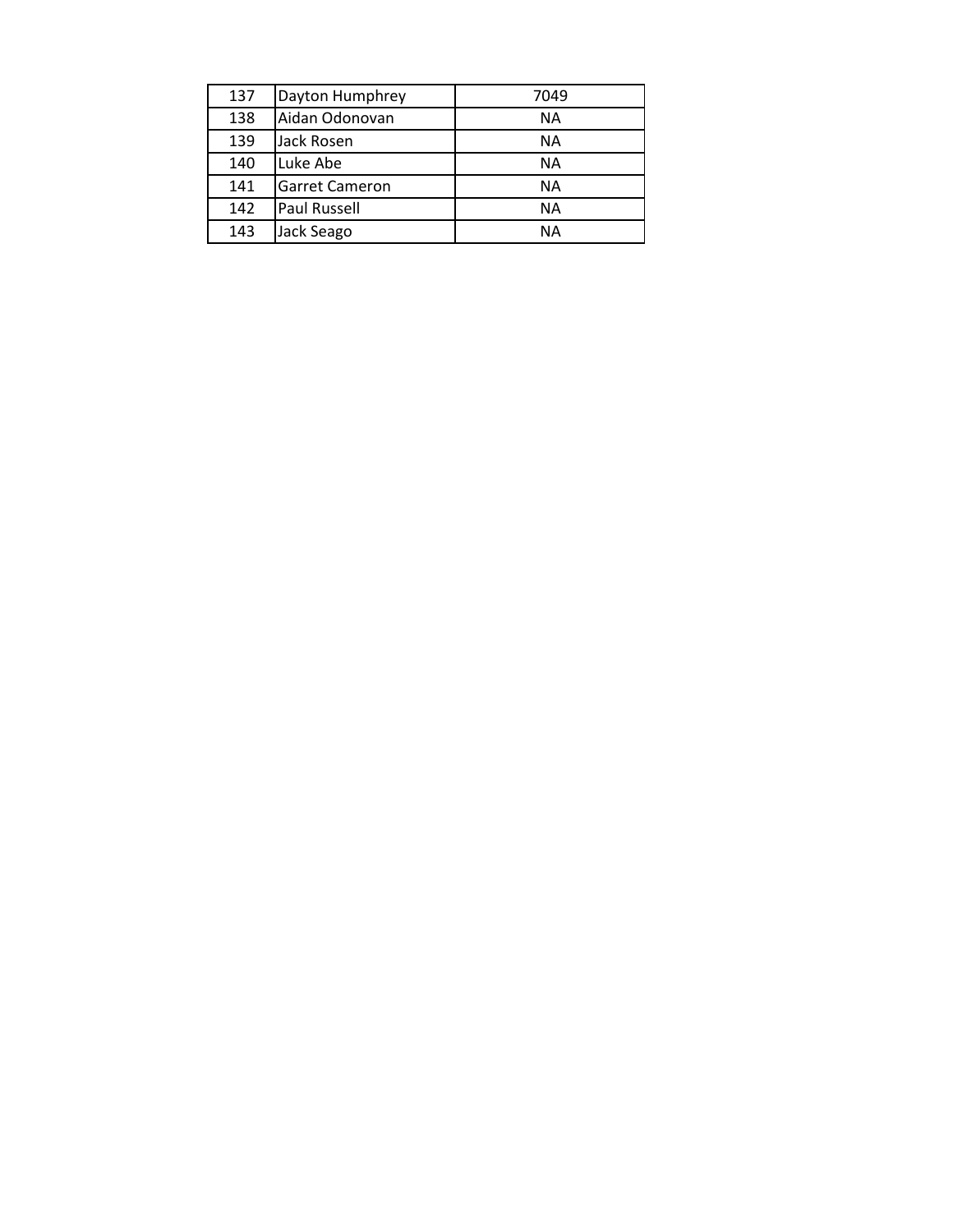| | | |
|---|---|---|
| 137 | Dayton Humphrey | 7049 |
| 138 | Aidan Odonovan | NA |
| 139 | Jack Rosen | NA |
| 140 | Luke Abe | NA |
| 141 | Garret Cameron | NA |
| 142 | Paul Russell | NA |
| 143 | Jack Seago | NA |